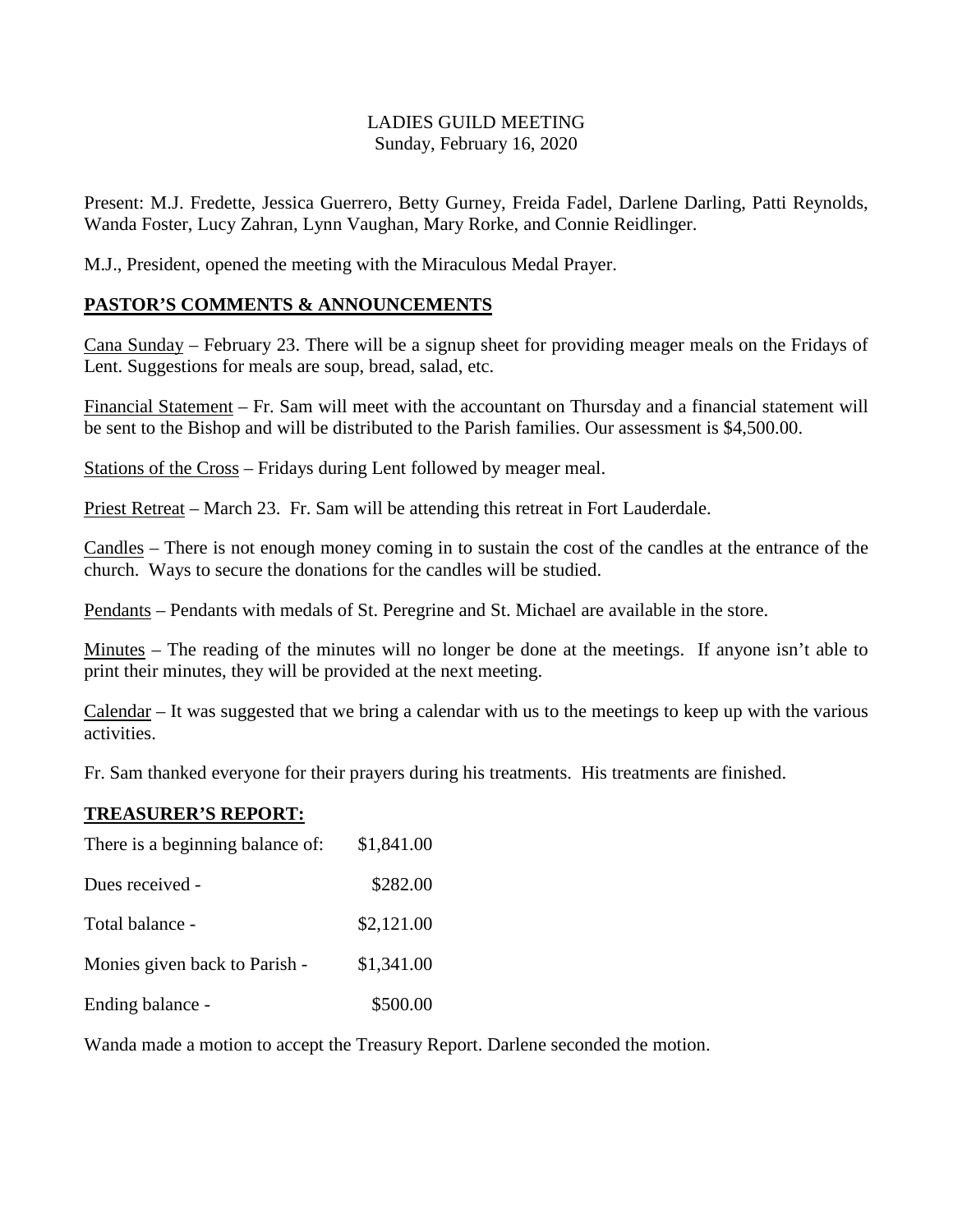LADIES GUILD MEETING
Sunday, February 16, 2020

Present: M.J. Fredette, Jessica Guerrero, Betty Gurney, Freida Fadel, Darlene Darling, Patti Reynolds, Wanda Foster, Lucy Zahran, Lynn Vaughan, Mary Rorke, and Connie Reidlinger.

M.J., President, opened the meeting with the Miraculous Medal Prayer.

## PASTOR'S COMMENTS & ANNOUNCEMENTS

Cana Sunday – February 23. There will be a signup sheet for providing meager meals on the Fridays of Lent. Suggestions for meals are soup, bread, salad, etc.

Financial Statement – Fr. Sam will meet with the accountant on Thursday and a financial statement will be sent to the Bishop and will be distributed to the Parish families. Our assessment is $4,500.00.

Stations of the Cross – Fridays during Lent followed by meager meal.

Priest Retreat – March 23. Fr. Sam will be attending this retreat in Fort Lauderdale.

Candles – There is not enough money coming in to sustain the cost of the candles at the entrance of the church. Ways to secure the donations for the candles will be studied.

Pendants – Pendants with medals of St. Peregrine and St. Michael are available in the store.

Minutes – The reading of the minutes will no longer be done at the meetings. If anyone isn't able to print their minutes, they will be provided at the next meeting.

Calendar – It was suggested that we bring a calendar with us to the meetings to keep up with the various activities.

Fr. Sam thanked everyone for their prayers during his treatments. His treatments are finished.

## TREASURER'S REPORT:

| | |
|---|---|
| There is a beginning balance of: | $1,841.00 |
| Dues received - | $282.00 |
| Total balance - | $2,121.00 |
| Monies given back to Parish - | $1,341.00 |
| Ending balance - | $500.00 |

Wanda made a motion to accept the Treasury Report. Darlene seconded the motion.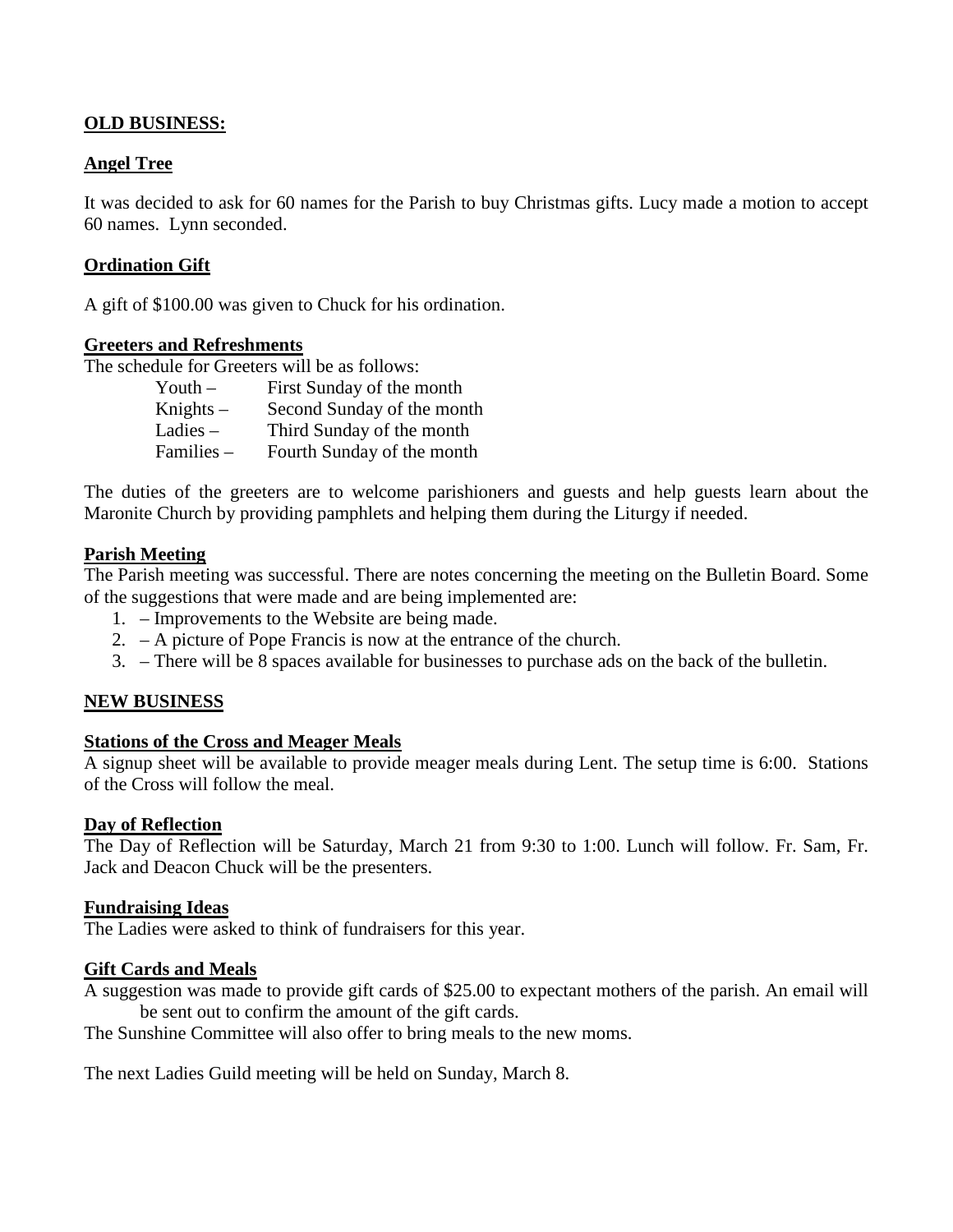**OLD BUSINESS:**

**Angel Tree**

It was decided to ask for 60 names for the Parish to buy Christmas gifts. Lucy made a motion to accept 60 names. Lynn seconded.

**Ordination Gift**

A gift of $100.00 was given to Chuck for his ordination.

**Greeters and Refreshments**

The schedule for Greeters will be as follows:

| | |
|---|---|
| Youth – | First Sunday of the month |
| Knights – | Second Sunday of the month |
| Ladies – | Third Sunday of the month |
| Families – | Fourth Sunday of the month |

The duties of the greeters are to welcome parishioners and guests and help guests learn about the Maronite Church by providing pamphlets and helping them during the Liturgy if needed.

**Parish Meeting**

The Parish meeting was successful. There are notes concerning the meeting on the Bulletin Board. Some of the suggestions that were made and are being implemented are:

1. – Improvements to the Website are being made.
2. – A picture of Pope Francis is now at the entrance of the church.
3. – There will be 8 spaces available for businesses to purchase ads on the back of the bulletin.

**NEW BUSINESS**

**Stations of the Cross and Meager Meals**

A signup sheet will be available to provide meager meals during Lent. The setup time is 6:00. Stations of the Cross will follow the meal.

**Day of Reflection**

The Day of Reflection will be Saturday, March 21 from 9:30 to 1:00. Lunch will follow. Fr. Sam, Fr. Jack and Deacon Chuck will be the presenters.

**Fundraising Ideas**

The Ladies were asked to think of fundraisers for this year.

**Gift Cards and Meals**

A suggestion was made to provide gift cards of $25.00 to expectant mothers of the parish. An email will be sent out to confirm the amount of the gift cards.

The Sunshine Committee will also offer to bring meals to the new moms.

The next Ladies Guild meeting will be held on Sunday, March 8.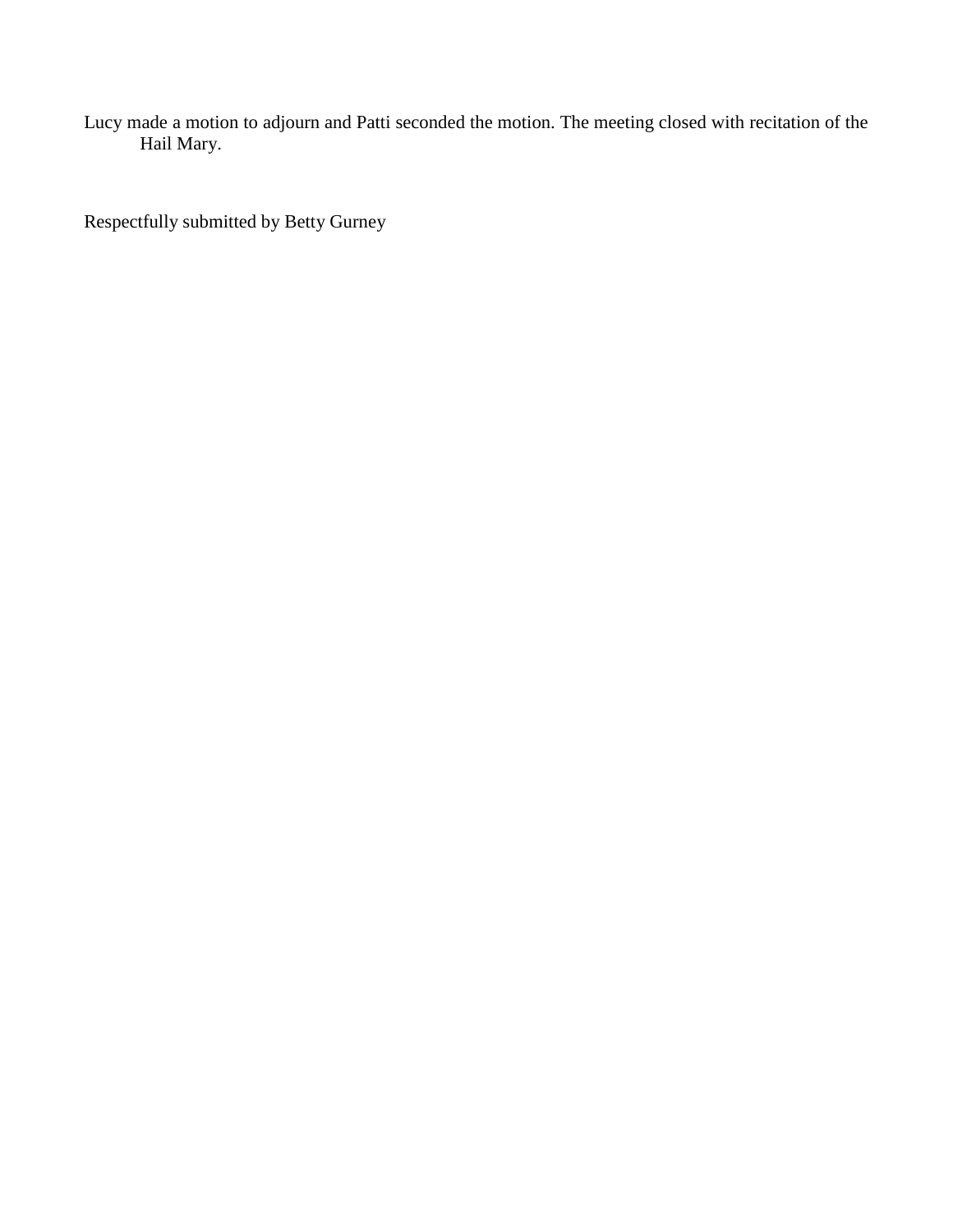Lucy made a motion to adjourn and Patti seconded the motion. The meeting closed with recitation of the Hail Mary.

Respectfully submitted by Betty Gurney